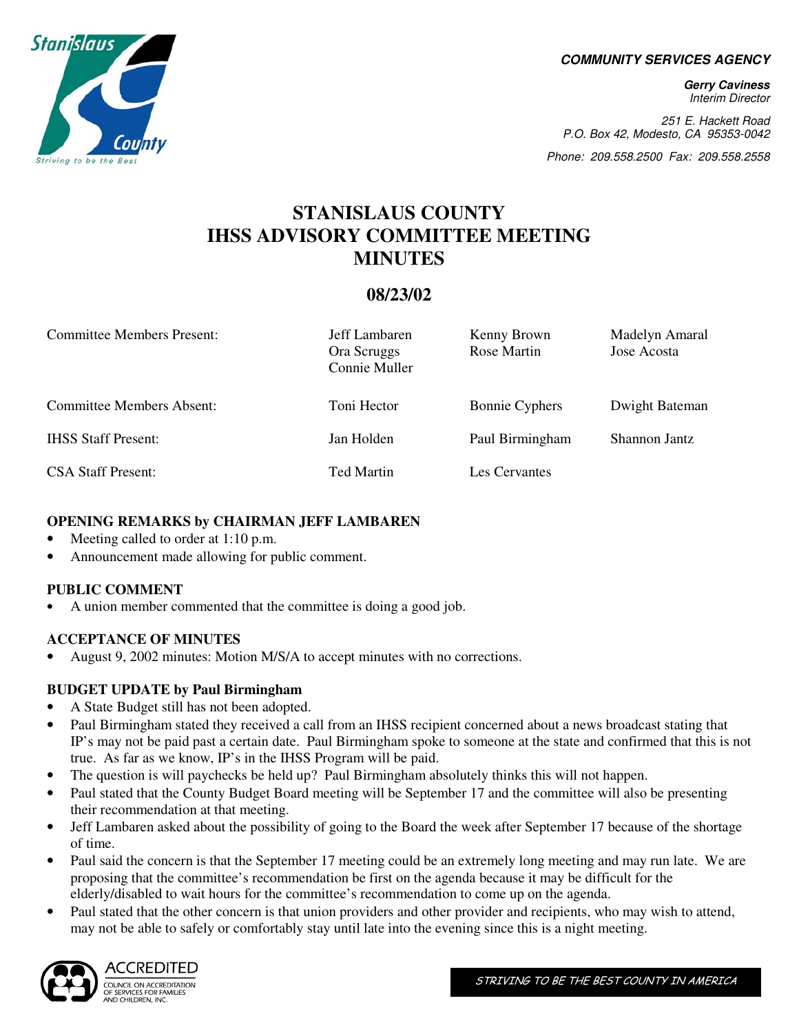**COMMUNITY SERVICES AGENCY**

**Gerry Caviness**
*Interim Director*

*251 E. Hackett Road*
*P.O. Box 42, Modesto, CA 95353-0042*

*Phone: 209.558.2500 Fax: 209.558.2558*

# STANISLAUS COUNTY IHSS ADVISORY COMMITTEE MEETING MINUTES

## 08/23/02

| | | | |
|---|---|---|---|
| Committee Members Present: | Jeff Lambaren<br>Ora Scruggs<br>Connie Muller | Kenny Brown<br>Rose Martin | Madelyn Amaral<br>Jose Acosta |
| Committee Members Absent: | Toni Hector | Bonnie Cyphers | Dwight Bateman |
| IHSS Staff Present: | Jan Holden | Paul Birmingham | Shannon Jantz |
| CSA Staff Present: | Ted Martin | Les Cervantes | |

**OPENING REMARKS by CHAIRMAN JEFF LAMBAREN**

- Meeting called to order at 1:10 p.m.
- Announcement made allowing for public comment.

**PUBLIC COMMENT**

- A union member commented that the committee is doing a good job.

**ACCEPTANCE OF MINUTES**

- August 9, 2002 minutes: Motion M/S/A to accept minutes with no corrections.

**BUDGET UPDATE by Paul Birmingham**

- A State Budget still has not been adopted.
- Paul Birmingham stated they received a call from an IHSS recipient concerned about a news broadcast stating that IP's may not be paid past a certain date. Paul Birmingham spoke to someone at the state and confirmed that this is not true. As far as we know, IP's in the IHSS Program will be paid.
- The question is will paychecks be held up? Paul Birmingham absolutely thinks this will not happen.
- Paul stated that the County Budget Board meeting will be September 17 and the committee will also be presenting their recommendation at that meeting.
- Jeff Lambaren asked about the possibility of going to the Board the week after September 17 because of the shortage of time.
- Paul said the concern is that the September 17 meeting could be an extremely long meeting and may run late. We are proposing that the committee's recommendation be first on the agenda because it may be difficult for the elderly/disabled to wait hours for the committee's recommendation to come up on the agenda.
- Paul stated that the other concern is that union providers and other provider and recipients, who may wish to attend, may not be able to safely or comfortably stay until late into the evening since this is a night meeting.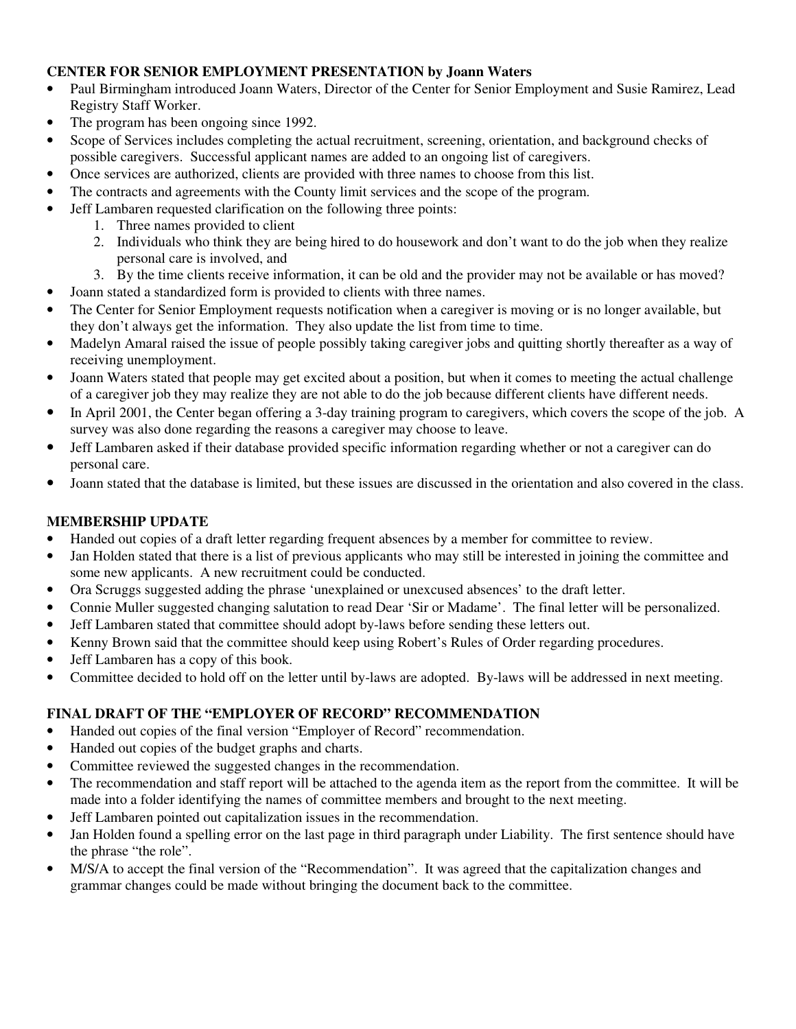**CENTER FOR SENIOR EMPLOYMENT PRESENTATION by Joann Waters**

- Paul Birmingham introduced Joann Waters, Director of the Center for Senior Employment and Susie Ramirez, Lead Registry Staff Worker.
- The program has been ongoing since 1992.
- Scope of Services includes completing the actual recruitment, screening, orientation, and background checks of possible caregivers. Successful applicant names are added to an ongoing list of caregivers.
- Once services are authorized, clients are provided with three names to choose from this list.
- The contracts and agreements with the County limit services and the scope of the program.
- Jeff Lambaren requested clarification on the following three points:
  1. Three names provided to client
  2. Individuals who think they are being hired to do housework and don't want to do the job when they realize personal care is involved, and
  3. By the time clients receive information, it can be old and the provider may not be available or has moved?
- Joann stated a standardized form is provided to clients with three names.
- The Center for Senior Employment requests notification when a caregiver is moving or is no longer available, but they don't always get the information. They also update the list from time to time.
- Madelyn Amaral raised the issue of people possibly taking caregiver jobs and quitting shortly thereafter as a way of receiving unemployment.
- Joann Waters stated that people may get excited about a position, but when it comes to meeting the actual challenge of a caregiver job they may realize they are not able to do the job because different clients have different needs.
- In April 2001, the Center began offering a 3-day training program to caregivers, which covers the scope of the job. A survey was also done regarding the reasons a caregiver may choose to leave.
- Jeff Lambaren asked if their database provided specific information regarding whether or not a caregiver can do personal care.
- Joann stated that the database is limited, but these issues are discussed in the orientation and also covered in the class.

**MEMBERSHIP UPDATE**

- Handed out copies of a draft letter regarding frequent absences by a member for committee to review.
- Jan Holden stated that there is a list of previous applicants who may still be interested in joining the committee and some new applicants. A new recruitment could be conducted.
- Ora Scruggs suggested adding the phrase 'unexplained or unexcused absences' to the draft letter.
- Connie Muller suggested changing salutation to read Dear 'Sir or Madame'. The final letter will be personalized.
- Jeff Lambaren stated that committee should adopt by-laws before sending these letters out.
- Kenny Brown said that the committee should keep using Robert's Rules of Order regarding procedures.
- Jeff Lambaren has a copy of this book.
- Committee decided to hold off on the letter until by-laws are adopted. By-laws will be addressed in next meeting.

**FINAL DRAFT OF THE "EMPLOYER OF RECORD" RECOMMENDATION**

- Handed out copies of the final version "Employer of Record" recommendation.
- Handed out copies of the budget graphs and charts.
- Committee reviewed the suggested changes in the recommendation.
- The recommendation and staff report will be attached to the agenda item as the report from the committee. It will be made into a folder identifying the names of committee members and brought to the next meeting.
- Jeff Lambaren pointed out capitalization issues in the recommendation.
- Jan Holden found a spelling error on the last page in third paragraph under Liability. The first sentence should have the phrase "the role".
- M/S/A to accept the final version of the "Recommendation". It was agreed that the capitalization changes and grammar changes could be made without bringing the document back to the committee.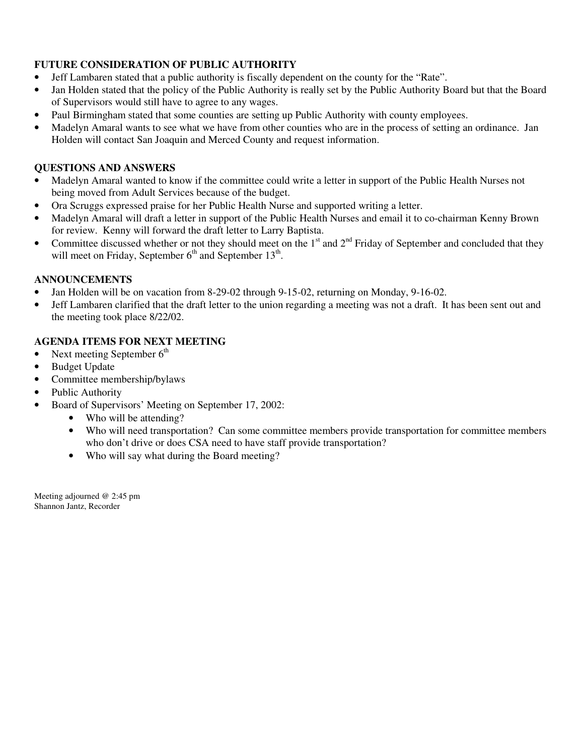**FUTURE CONSIDERATION OF PUBLIC AUTHORITY**

- Jeff Lambaren stated that a public authority is fiscally dependent on the county for the "Rate".
- Jan Holden stated that the policy of the Public Authority is really set by the Public Authority Board but that the Board of Supervisors would still have to agree to any wages.
- Paul Birmingham stated that some counties are setting up Public Authority with county employees.
- Madelyn Amaral wants to see what we have from other counties who are in the process of setting an ordinance. Jan Holden will contact San Joaquin and Merced County and request information.

**QUESTIONS AND ANSWERS**

- Madelyn Amaral wanted to know if the committee could write a letter in support of the Public Health Nurses not being moved from Adult Services because of the budget.
- Ora Scruggs expressed praise for her Public Health Nurse and supported writing a letter.
- Madelyn Amaral will draft a letter in support of the Public Health Nurses and email it to co-chairman Kenny Brown for review. Kenny will forward the draft letter to Larry Baptista.
- Committee discussed whether or not they should meet on the 1st and 2nd Friday of September and concluded that they will meet on Friday, September 6th and September 13th.

**ANNOUNCEMENTS**

- Jan Holden will be on vacation from 8-29-02 through 9-15-02, returning on Monday, 9-16-02.
- Jeff Lambaren clarified that the draft letter to the union regarding a meeting was not a draft. It has been sent out and the meeting took place 8/22/02.

**AGENDA ITEMS FOR NEXT MEETING**

- Next meeting September 6th
- Budget Update
- Committee membership/bylaws
- Public Authority
- Board of Supervisors' Meeting on September 17, 2002:
  - Who will be attending?
  - Who will need transportation? Can some committee members provide transportation for committee members who don't drive or does CSA need to have staff provide transportation?
  - Who will say what during the Board meeting?

Meeting adjourned @ 2:45 pm
Shannon Jantz, Recorder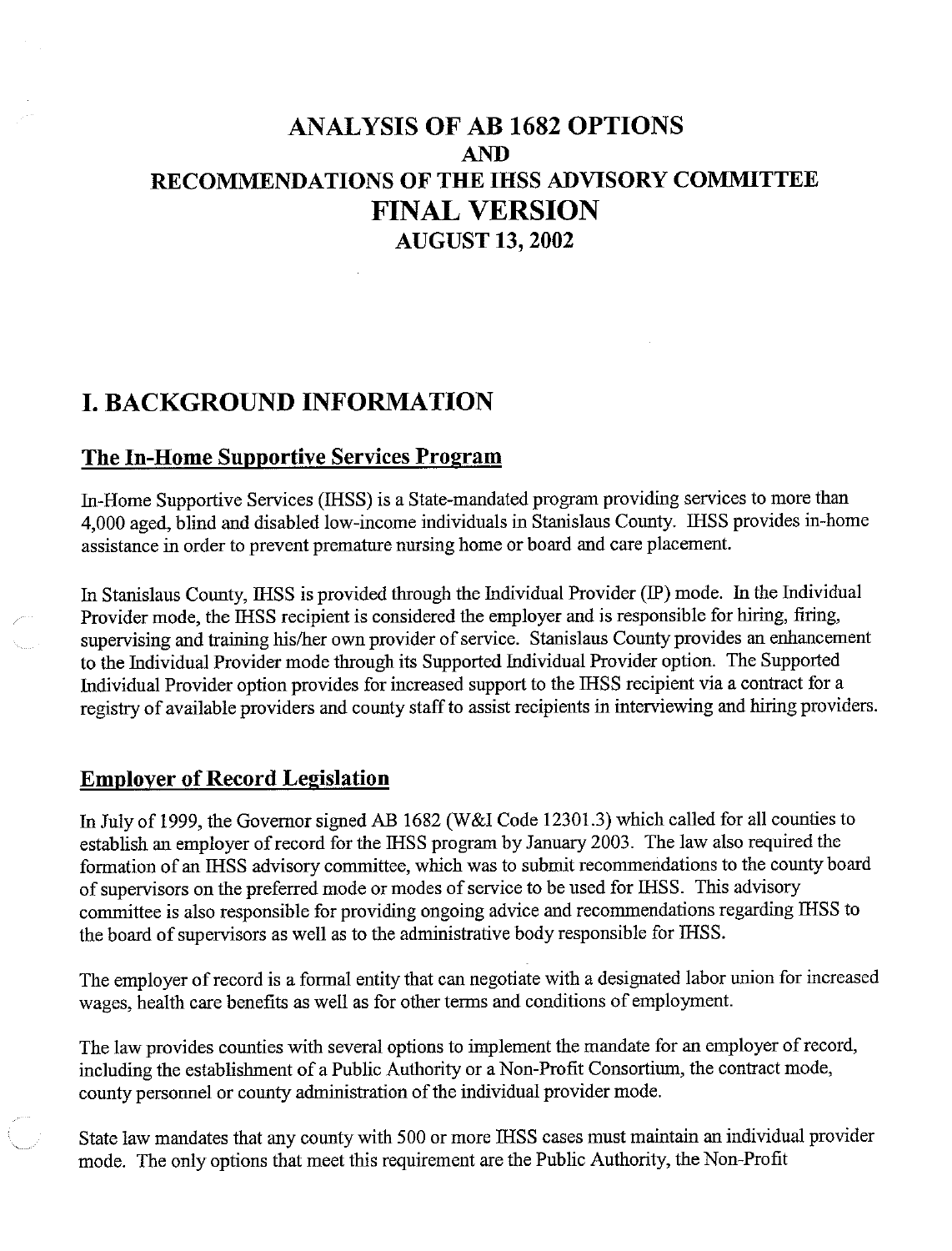# ANALYSIS OF AB 1682 OPTIONS
# AND
# RECOMMENDATIONS OF THE IHSS ADVISORY COMMITTEE
# FINAL VERSION
### AUGUST 13, 2002

## I. BACKGROUND INFORMATION

### The In-Home Supportive Services Program

In-Home Supportive Services (IHSS) is a State-mandated program providing services to more than 4,000 aged, blind and disabled low-income individuals in Stanislaus County. IHSS provides in-home assistance in order to prevent premature nursing home or board and care placement.

In Stanislaus County, IHSS is provided through the Individual Provider (IP) mode. In the Individual Provider mode, the IHSS recipient is considered the employer and is responsible for hiring, firing, supervising and training his/her own provider of service. Stanislaus County provides an enhancement to the Individual Provider mode through its Supported Individual Provider option. The Supported Individual Provider option provides for increased support to the IHSS recipient via a contract for a registry of available providers and county staff to assist recipients in interviewing and hiring providers.

### Employer of Record Legislation

In July of 1999, the Governor signed AB 1682 (W&I Code 12301.3) which called for all counties to establish an employer of record for the IHSS program by January 2003. The law also required the formation of an IHSS advisory committee, which was to submit recommendations to the county board of supervisors on the preferred mode or modes of service to be used for IHSS. This advisory committee is also responsible for providing ongoing advice and recommendations regarding IHSS to the board of supervisors as well as to the administrative body responsible for IHSS.

The employer of record is a formal entity that can negotiate with a designated labor union for increased wages, health care benefits as well as for other terms and conditions of employment.

The law provides counties with several options to implement the mandate for an employer of record, including the establishment of a Public Authority or a Non-Profit Consortium, the contract mode, county personnel or county administration of the individual provider mode.

State law mandates that any county with 500 or more IHSS cases must maintain an individual provider mode. The only options that meet this requirement are the Public Authority, the Non-Profit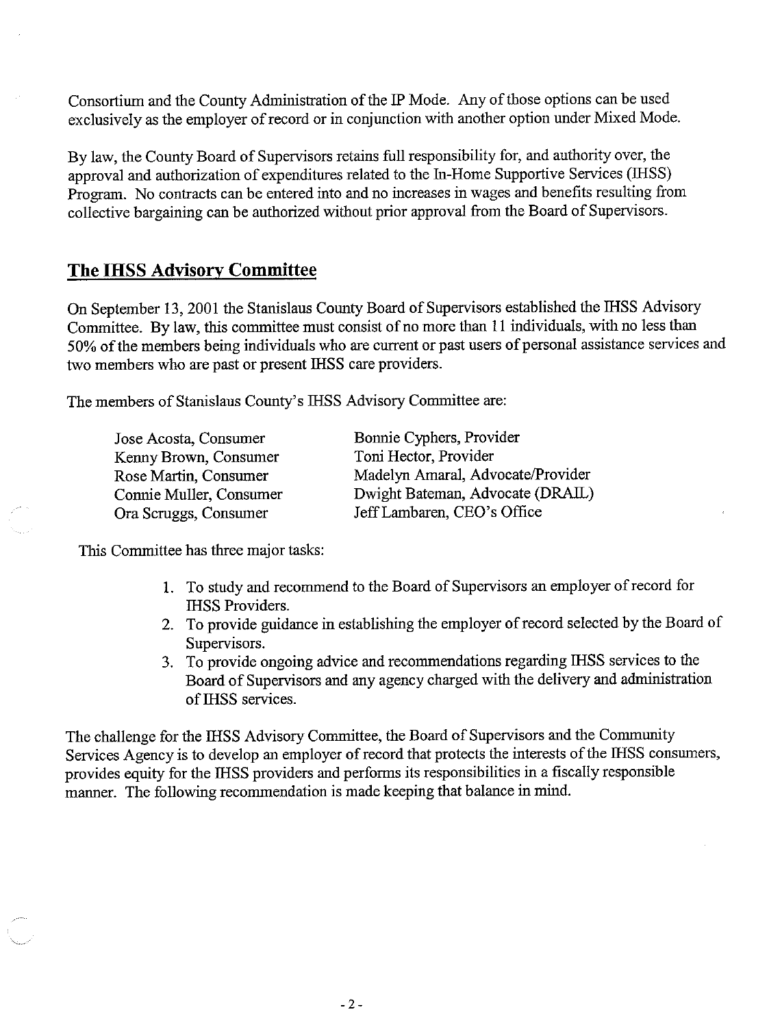Consortium and the County Administration of the IP Mode. Any of those options can be used exclusively as the employer of record or in conjunction with another option under Mixed Mode.

By law, the County Board of Supervisors retains full responsibility for, and authority over, the approval and authorization of expenditures related to the In-Home Supportive Services (IHSS) Program. No contracts can be entered into and no increases in wages and benefits resulting from collective bargaining can be authorized without prior approval from the Board of Supervisors.

## The IHSS Advisory Committee

On September 13, 2001 the Stanislaus County Board of Supervisors established the IHSS Advisory Committee. By law, this committee must consist of no more than 11 individuals, with no less than 50% of the members being individuals who are current or past users of personal assistance services and two members who are past or present IHSS care providers.

The members of Stanislaus County's IHSS Advisory Committee are:

- Jose Acosta, Consumer
- Kenny Brown, Consumer
- Rose Martin, Consumer
- Connie Muller, Consumer
- Ora Scruggs, Consumer
- Bonnie Cyphers, Provider
- Toni Hector, Provider
- Madelyn Amaral, Advocate/Provider
- Dwight Bateman, Advocate (DRAIL)
- Jeff Lambaren, CEO's Office

This Committee has three major tasks:

1. To study and recommend to the Board of Supervisors an employer of record for IHSS Providers.
2. To provide guidance in establishing the employer of record selected by the Board of Supervisors.
3. To provide ongoing advice and recommendations regarding IHSS services to the Board of Supervisors and any agency charged with the delivery and administration of IHSS services.

The challenge for the IHSS Advisory Committee, the Board of Supervisors and the Community Services Agency is to develop an employer of record that protects the interests of the IHSS consumers, provides equity for the IHSS providers and performs its responsibilities in a fiscally responsible manner. The following recommendation is made keeping that balance in mind.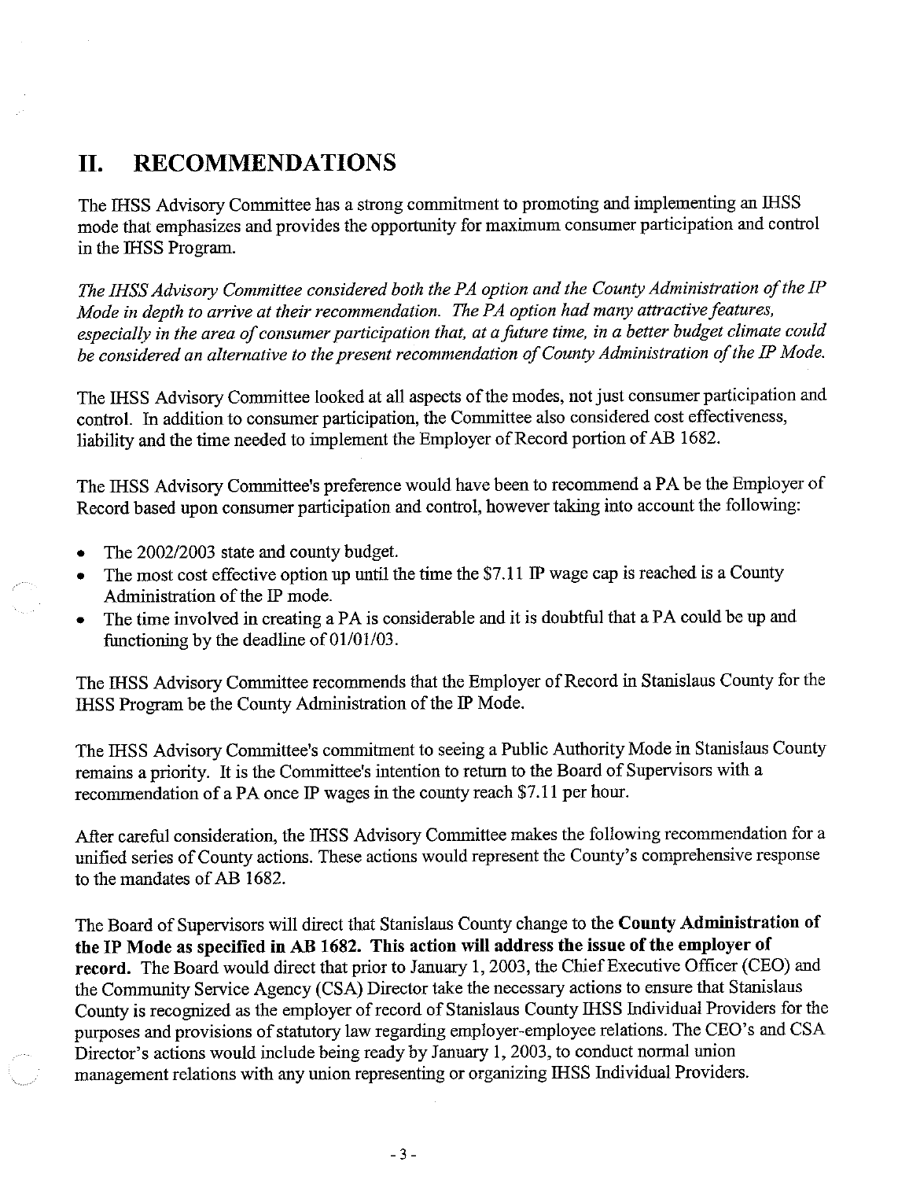# II. RECOMMENDATIONS

The IHSS Advisory Committee has a strong commitment to promoting and implementing an IHSS mode that emphasizes and provides the opportunity for maximum consumer participation and control in the IHSS Program.

*The IHSS Advisory Committee considered both the PA option and the County Administration of the IP Mode in depth to arrive at their recommendation. The PA option had many attractive features, especially in the area of consumer participation that, at a future time, in a better budget climate could be considered an alternative to the present recommendation of County Administration of the IP Mode.*

The IHSS Advisory Committee looked at all aspects of the modes, not just consumer participation and control. In addition to consumer participation, the Committee also considered cost effectiveness, liability and the time needed to implement the Employer of Record portion of AB 1682.

The IHSS Advisory Committee's preference would have been to recommend a PA be the Employer of Record based upon consumer participation and control, however taking into account the following:

- The 2002/2003 state and county budget.
- The most cost effective option up until the time the $7.11 IP wage cap is reached is a County Administration of the IP mode.
- The time involved in creating a PA is considerable and it is doubtful that a PA could be up and functioning by the deadline of 01/01/03.

The IHSS Advisory Committee recommends that the Employer of Record in Stanislaus County for the IHSS Program be the County Administration of the IP Mode.

The IHSS Advisory Committee's commitment to seeing a Public Authority Mode in Stanislaus County remains a priority. It is the Committee's intention to return to the Board of Supervisors with a recommendation of a PA once IP wages in the county reach $7.11 per hour.

After careful consideration, the IHSS Advisory Committee makes the following recommendation for a unified series of County actions. These actions would represent the County's comprehensive response to the mandates of AB 1682.

The Board of Supervisors will direct that Stanislaus County change to the **County Administration of the IP Mode as specified in AB 1682. This action will address the issue of the employer of record.** The Board would direct that prior to January 1, 2003, the Chief Executive Officer (CEO) and the Community Service Agency (CSA) Director take the necessary actions to ensure that Stanislaus County is recognized as the employer of record of Stanislaus County IHSS Individual Providers for the purposes and provisions of statutory law regarding employer-employee relations. The CEO's and CSA Director's actions would include being ready by January 1, 2003, to conduct normal union management relations with any union representing or organizing IHSS Individual Providers.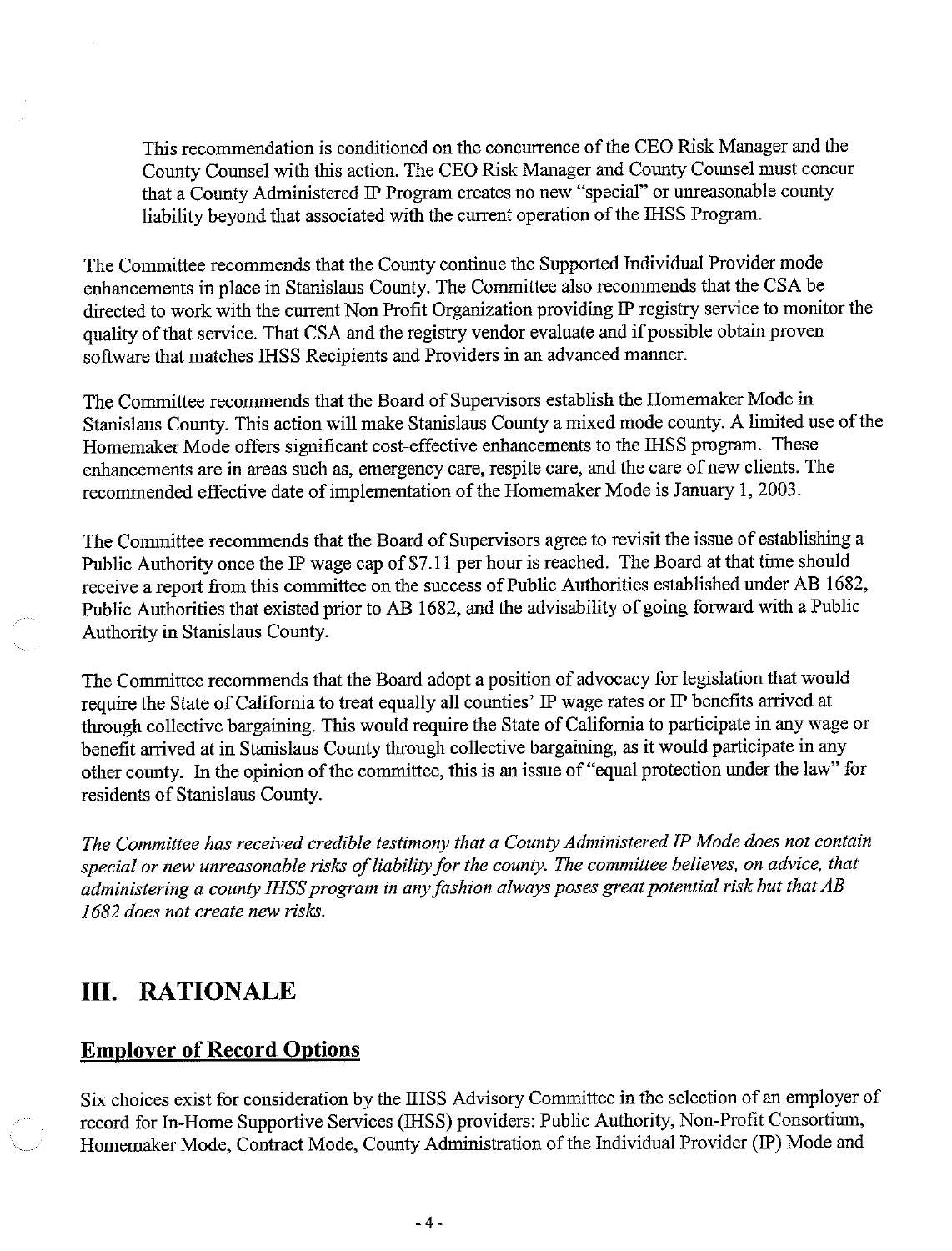This recommendation is conditioned on the concurrence of the CEO Risk Manager and the County Counsel with this action. The CEO Risk Manager and County Counsel must concur that a County Administered IP Program creates no new "special" or unreasonable county liability beyond that associated with the current operation of the IHSS Program.

The Committee recommends that the County continue the Supported Individual Provider mode enhancements in place in Stanislaus County. The Committee also recommends that the CSA be directed to work with the current Non Profit Organization providing IP registry service to monitor the quality of that service. That CSA and the registry vendor evaluate and if possible obtain proven software that matches IHSS Recipients and Providers in an advanced manner.

The Committee recommends that the Board of Supervisors establish the Homemaker Mode in Stanislaus County. This action will make Stanislaus County a mixed mode county. A limited use of the Homemaker Mode offers significant cost-effective enhancements to the IHSS program. These enhancements are in areas such as, emergency care, respite care, and the care of new clients. The recommended effective date of implementation of the Homemaker Mode is January 1, 2003.

The Committee recommends that the Board of Supervisors agree to revisit the issue of establishing a Public Authority once the IP wage cap of $7.11 per hour is reached. The Board at that time should receive a report from this committee on the success of Public Authorities established under AB 1682, Public Authorities that existed prior to AB 1682, and the advisability of going forward with a Public Authority in Stanislaus County.

The Committee recommends that the Board adopt a position of advocacy for legislation that would require the State of California to treat equally all counties' IP wage rates or IP benefits arrived at through collective bargaining. This would require the State of California to participate in any wage or benefit arrived at in Stanislaus County through collective bargaining, as it would participate in any other county. In the opinion of the committee, this is an issue of "equal protection under the law" for residents of Stanislaus County.

*The Committee has received credible testimony that a County Administered IP Mode does not contain special or new unreasonable risks of liability for the county. The committee believes, on advice, that administering a county IHSS program in any fashion always poses great potential risk but that AB 1682 does not create new risks.*

# III. RATIONALE

## Employer of Record Options

Six choices exist for consideration by the IHSS Advisory Committee in the selection of an employer of record for In-Home Supportive Services (IHSS) providers: Public Authority, Non-Profit Consortium, Homemaker Mode, Contract Mode, County Administration of the Individual Provider (IP) Mode and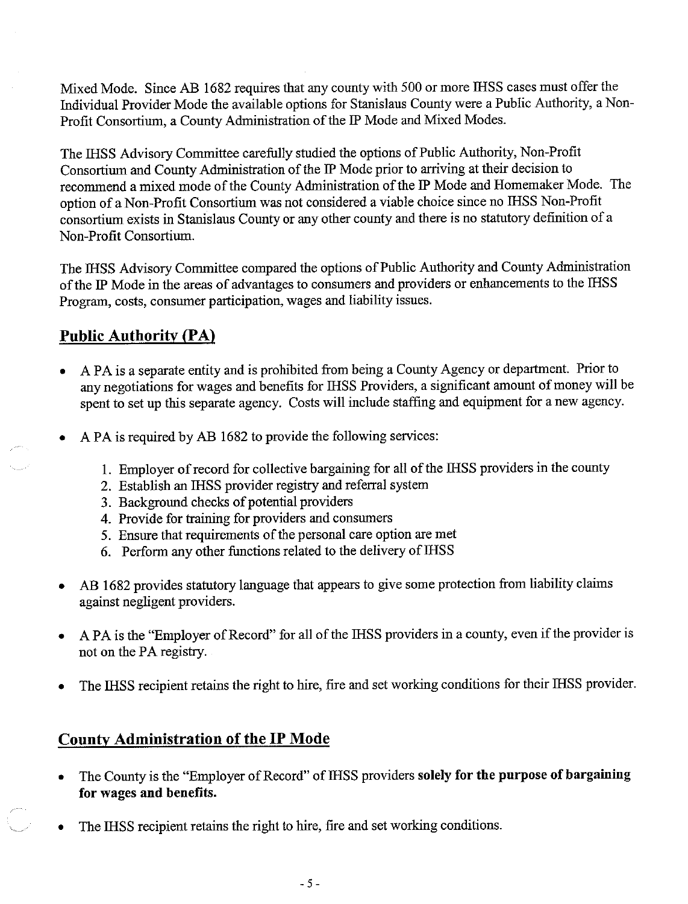Mixed Mode. Since AB 1682 requires that any county with 500 or more IHSS cases must offer the Individual Provider Mode the available options for Stanislaus County were a Public Authority, a Non-Profit Consortium, a County Administration of the IP Mode and Mixed Modes.

The IHSS Advisory Committee carefully studied the options of Public Authority, Non-Profit Consortium and County Administration of the IP Mode prior to arriving at their decision to recommend a mixed mode of the County Administration of the IP Mode and Homemaker Mode. The option of a Non-Profit Consortium was not considered a viable choice since no IHSS Non-Profit consortium exists in Stanislaus County or any other county and there is no statutory definition of a Non-Profit Consortium.

The IHSS Advisory Committee compared the options of Public Authority and County Administration of the IP Mode in the areas of advantages to consumers and providers or enhancements to the IHSS Program, costs, consumer participation, wages and liability issues.

## Public Authority (PA)

- A PA is a separate entity and is prohibited from being a County Agency or department. Prior to any negotiations for wages and benefits for IHSS Providers, a significant amount of money will be spent to set up this separate agency. Costs will include staffing and equipment for a new agency.
- A PA is required by AB 1682 to provide the following services:
  1. Employer of record for collective bargaining for all of the IHSS providers in the county
  2. Establish an IHSS provider registry and referral system
  3. Background checks of potential providers
  4. Provide for training for providers and consumers
  5. Ensure that requirements of the personal care option are met
  6. Perform any other functions related to the delivery of IHSS
- AB 1682 provides statutory language that appears to give some protection from liability claims against negligent providers.
- A PA is the "Employer of Record" for all of the IHSS providers in a county, even if the provider is not on the PA registry.
- The IHSS recipient retains the right to hire, fire and set working conditions for their IHSS provider.

## County Administration of the IP Mode

- The County is the "Employer of Record" of IHSS providers **solely for the purpose of bargaining for wages and benefits.**
- The IHSS recipient retains the right to hire, fire and set working conditions.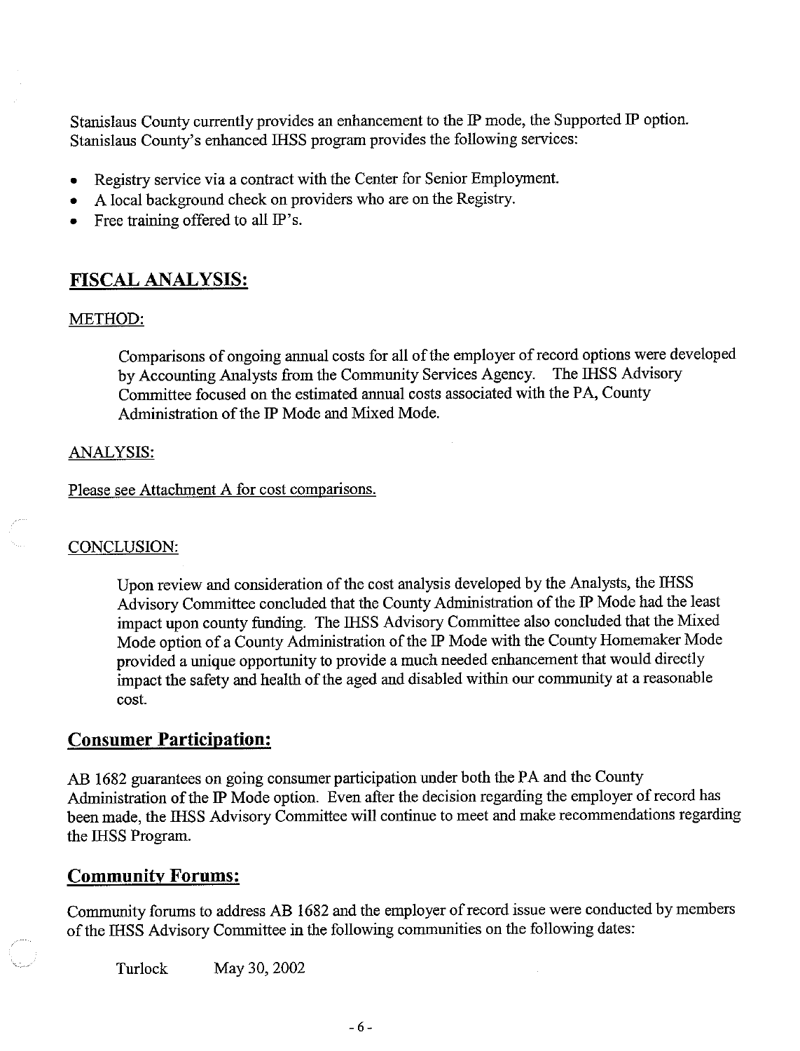Stanislaus County currently provides an enhancement to the IP mode, the Supported IP option. Stanislaus County's enhanced IHSS program provides the following services:

- Registry service via a contract with the Center for Senior Employment.
- A local background check on providers who are on the Registry.
- Free training offered to all IP's.

## FISCAL ANALYSIS:

### METHOD:

Comparisons of ongoing annual costs for all of the employer of record options were developed by Accounting Analysts from the Community Services Agency. The IHSS Advisory Committee focused on the estimated annual costs associated with the PA, County Administration of the IP Mode and Mixed Mode.

### ANALYSIS:

Please see Attachment A for cost comparisons.

### CONCLUSION:

Upon review and consideration of the cost analysis developed by the Analysts, the IHSS Advisory Committee concluded that the County Administration of the IP Mode had the least impact upon county funding. The IHSS Advisory Committee also concluded that the Mixed Mode option of a County Administration of the IP Mode with the County Homemaker Mode provided a unique opportunity to provide a much needed enhancement that would directly impact the safety and health of the aged and disabled within our community at a reasonable cost.

## Consumer Participation:

AB 1682 guarantees on going consumer participation under both the PA and the County Administration of the IP Mode option. Even after the decision regarding the employer of record has been made, the IHSS Advisory Committee will continue to meet and make recommendations regarding the IHSS Program.

## Community Forums:

Community forums to address AB 1682 and the employer of record issue were conducted by members of the IHSS Advisory Committee in the following communities on the following dates:

Turlock May 30, 2002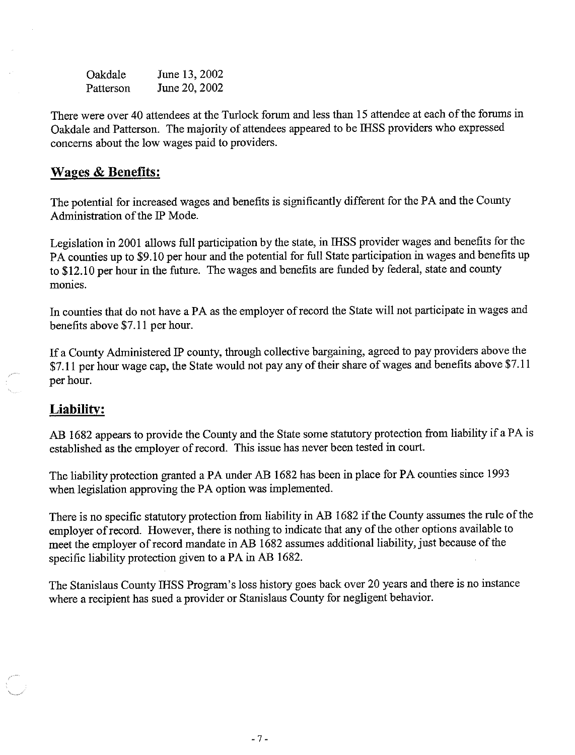| | |
|---|---|
| Oakdale | June 13, 2002 |
| Patterson | June 20, 2002 |

There were over 40 attendees at the Turlock forum and less than 15 attendee at each of the forums in Oakdale and Patterson. The majority of attendees appeared to be IHSS providers who expressed concerns about the low wages paid to providers.

## Wages & Benefits:

The potential for increased wages and benefits is significantly different for the PA and the County Administration of the IP Mode.

Legislation in 2001 allows full participation by the state, in IHSS provider wages and benefits for the PA counties up to $9.10 per hour and the potential for full State participation in wages and benefits up to $12.10 per hour in the future. The wages and benefits are funded by federal, state and county monies.

In counties that do not have a PA as the employer of record the State will not participate in wages and benefits above $7.11 per hour.

If a County Administered IP county, through collective bargaining, agreed to pay providers above the $7.11 per hour wage cap, the State would not pay any of their share of wages and benefits above $7.11 per hour.

## Liability:

AB 1682 appears to provide the County and the State some statutory protection from liability if a PA is established as the employer of record. This issue has never been tested in court.

The liability protection granted a PA under AB 1682 has been in place for PA counties since 1993 when legislation approving the PA option was implemented.

There is no specific statutory protection from liability in AB 1682 if the County assumes the rule of the employer of record. However, there is nothing to indicate that any of the other options available to meet the employer of record mandate in AB 1682 assumes additional liability, just because of the specific liability protection given to a PA in AB 1682.

The Stanislaus County IHSS Program's loss history goes back over 20 years and there is no instance where a recipient has sued a provider or Stanislaus County for negligent behavior.